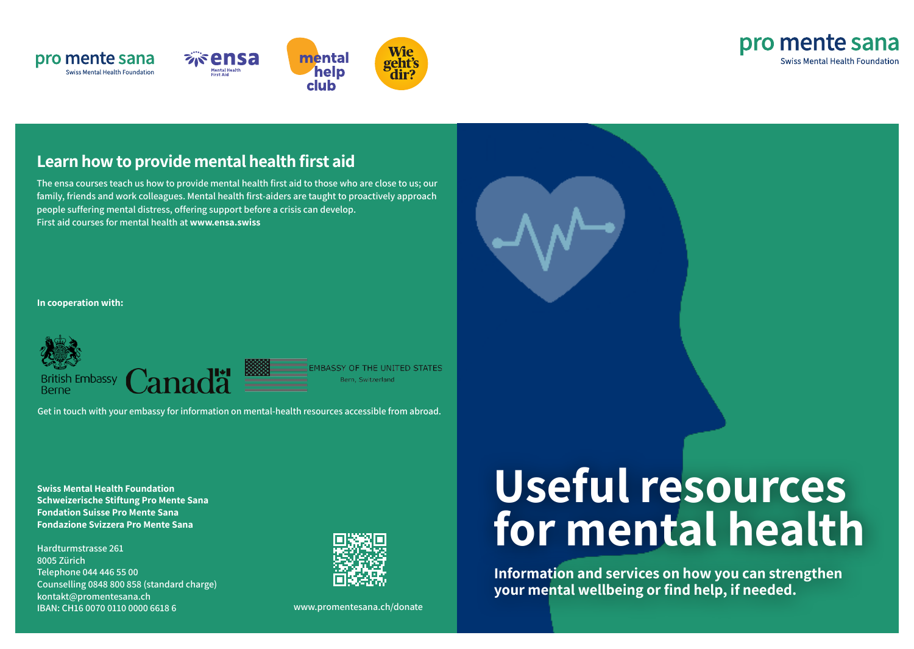pro mente sana
Swiss Mental Health Foundation

ensa
Mental Health First Aid

mental help club

Wie geht's dir?

## Learn how to provide mental health first aid

The ensa courses teach us how to provide mental health first aid to those who are close to us; our family, friends and work colleagues. Mental health first-aiders are taught to proactively approach people suffering mental distress, offering support before a crisis can develop.
First aid courses for mental health at **www.ensa.swiss**

**In cooperation with:**

British Embassy Berne

Canada

EMBASSY OF THE UNITED STATES
Bern, Switzerland

Get in touch with your embassy for information on mental-health resources accessible from abroad.

**Swiss Mental Health Foundation**
**Schweizerische Stiftung Pro Mente Sana**
**Fondation Suisse Pro Mente Sana**
**Fondazione Svizzera Pro Mente Sana**

Hardturmstrasse 261
8005 Zürich
Telephone 044 446 55 00
Counselling 0848 800 858 (standard charge)
kontakt@promentesana.ch
IBAN: CH16 0070 0110 0000 6618 6

www.promentesana.ch/donate

# Useful resources for mental health

**Information and services on how you can strengthen your mental wellbeing or find help, if needed.**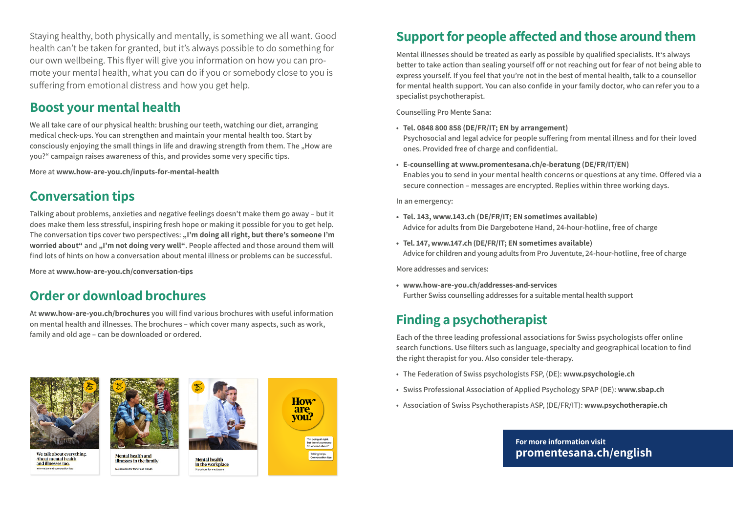Staying healthy, both physically and mentally, is something we all want. Good health can't be taken for granted, but it's always possible to do something for our own wellbeing. This flyer will give you information on how you can promote your mental health, what you can do if you or somebody close to you is suffering from emotional distress and how you get help.

## Boost your mental health

We all take care of our physical health: brushing our teeth, watching our diet, arranging medical check-ups. You can strengthen and maintain your mental health too. Start by consciously enjoying the small things in life and drawing strength from them. The „How are you?“ campaign raises awareness of this, and provides some very specific tips.

More at **www.how-are-you.ch/inputs-for-mental-health**

## Conversation tips

Talking about problems, anxieties and negative feelings doesn't make them go away – but it does make them less stressful, inspiring fresh hope or making it possible for you to get help. The conversation tips cover two perspectives: **„I'm doing all right, but there's someone I'm worried about“** and **„I'm not doing very well“**. People affected and those around them will find lots of hints on how a conversation about mental illness or problems can be successful.

More at **www.how-are-you.ch/conversation-tips**

## Order or download brochures

At **www.how-are-you.ch/brochures** you will find various brochures with useful information on mental health and illnesses. The brochures – which cover many aspects, such as work, family and old age – can be downloaded or ordered.

## Support for people affected and those around them

Mental illnesses should be treated as early as possible by qualified specialists. It's always better to take action than sealing yourself off or not reaching out for fear of not being able to express yourself. If you feel that you're not in the best of mental health, talk to a counsellor for mental health support. You can also confide in your family doctor, who can refer you to a specialist psychotherapist.

Counselling Pro Mente Sana:

- **Tel. 0848 800 858 (DE/FR/IT; EN by arrangement)**
  Psychosocial and legal advice for people suffering from mental illness and for their loved ones. Provided free of charge and confidential.
- **E-counselling at www.promentesana.ch/e-beratung (DE/FR/IT/EN)**
  Enables you to send in your mental health concerns or questions at any time. Offered via a secure connection – messages are encrypted. Replies within three working days.

In an emergency:

- **Tel. 143, www.143.ch (DE/FR/IT; EN sometimes available)**
  Advice for adults from Die Dargebotene Hand, 24-hour-hotline, free of charge
- **Tel. 147, www.147.ch (DE/FR/IT; EN sometimes available)**
  Advice for children and young adults from Pro Juventute, 24-hour-hotline, free of charge

More addresses and services:

- **www.how-are-you.ch/addresses-and-services**
  Further Swiss counselling addresses for a suitable mental health support

## Finding a psychotherapist

Each of the three leading professional associations for Swiss psychologists offer online search functions. Use filters such as language, specialty and geographical location to find the right therapist for you. Also consider tele-therapy.

- The Federation of Swiss psychologists FSP, (DE): **www.psychologie.ch**
- Swiss Professional Association of Applied Psychology SPAP (DE): **www.sbap.ch**
- Association of Swiss Psychotherapists ASP, (DE/FR/IT): **www.psychotherapie.ch**

**For more information visit**
**promentesana.ch/english**